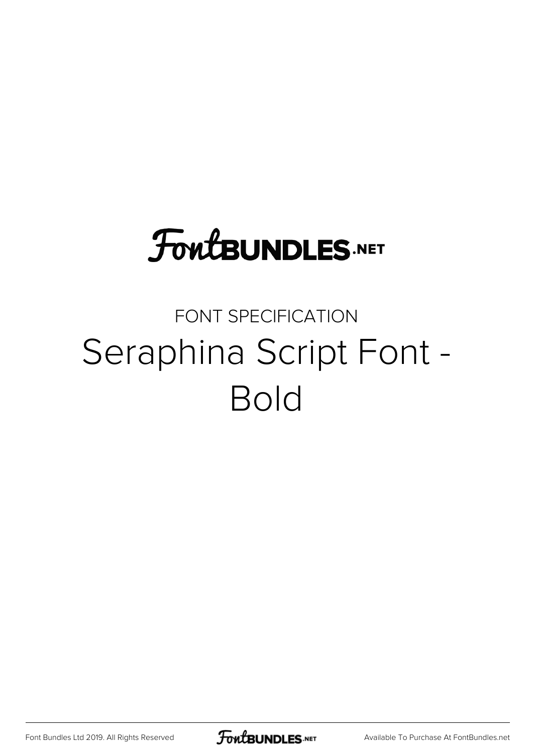FontBUNDLES.NET

FONT SPECIFICATION

# Seraphina Script Font - Bold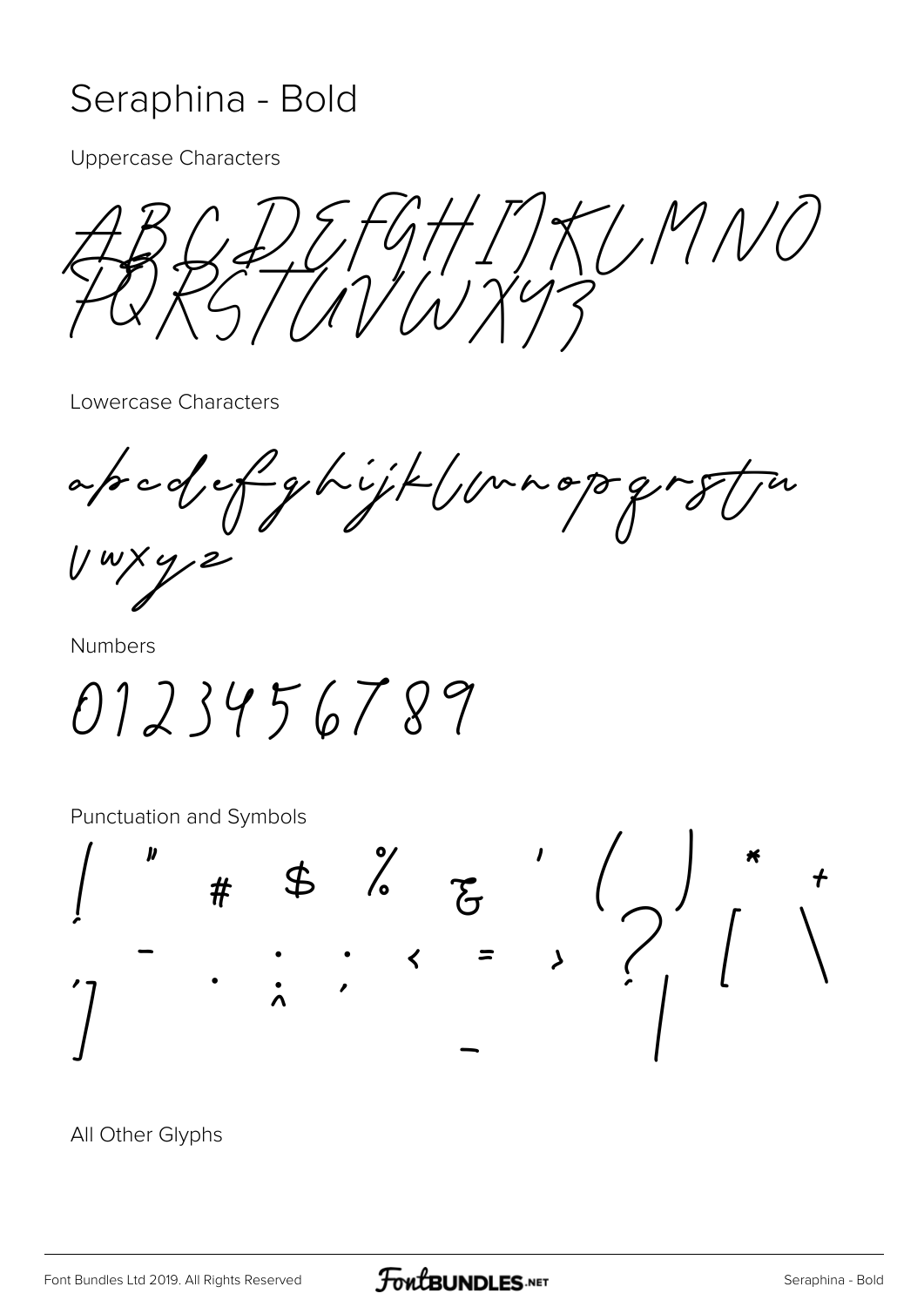# Seraphina - Bold

Uppercase Characters

ABCDEFGHIJKLMNO
PQRSTUVWXYZ

Lowercase Characters

abcdefghijklmnopqrstu
vwxyz

Numbers

0123456789

Punctuation and Symbols

! " # $ % & ' ( ) * +
, - . / : ; < = > ? [ \
] ^ _ { | }

All Other Glyphs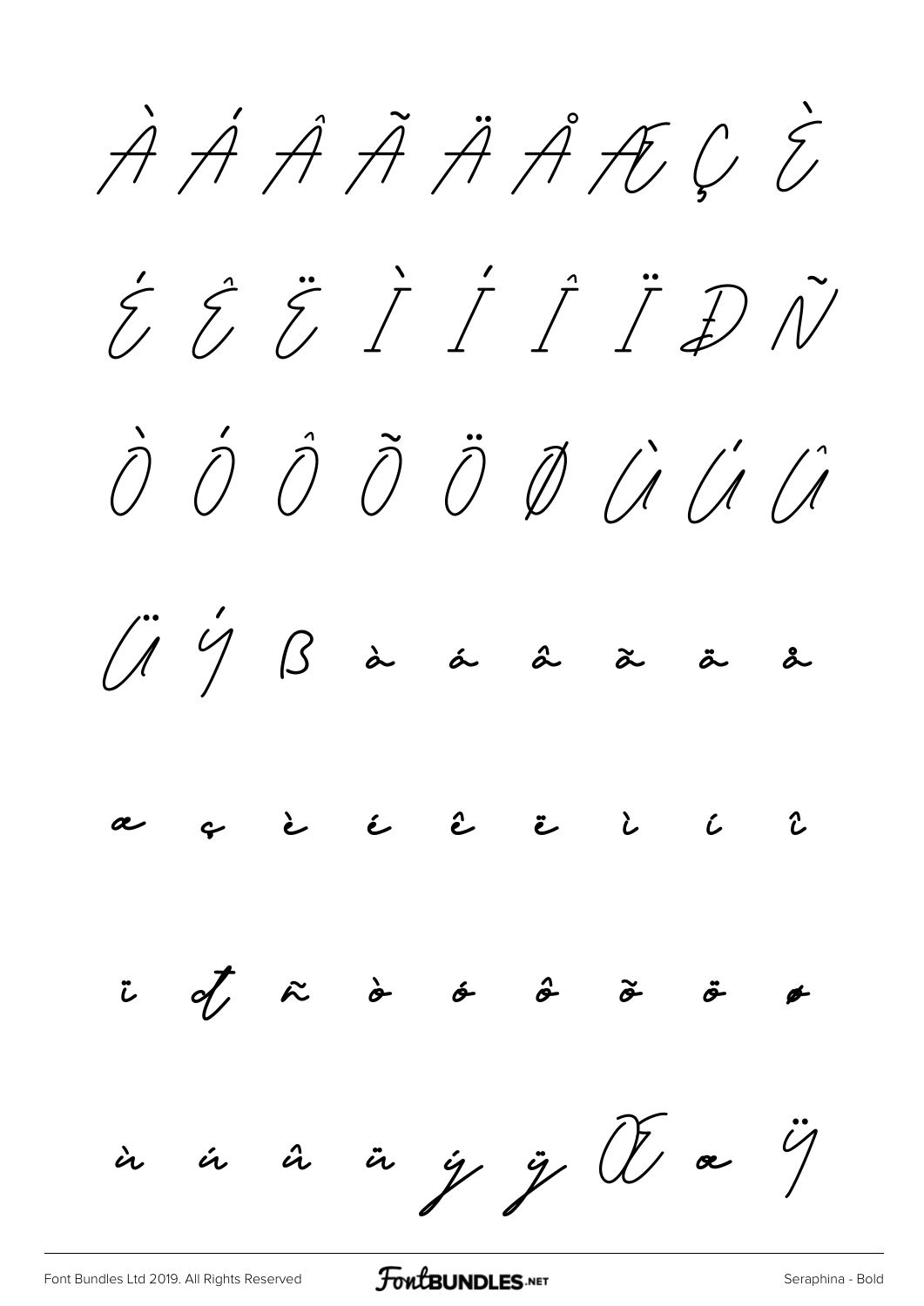À Á Â Ã Ä Å Æ Ç È

É Ê Ë Ì Í Î Ï Ð Ñ

Ò Ó Ô Õ Ö Ø Ù Ú Û

Ü Ý ß à á â ã ä å

æ ç è é ê ë ì í î

ï ð ñ ò ó ô õ ö ø

ù ú û ü ý ÿ Œ œ Ÿ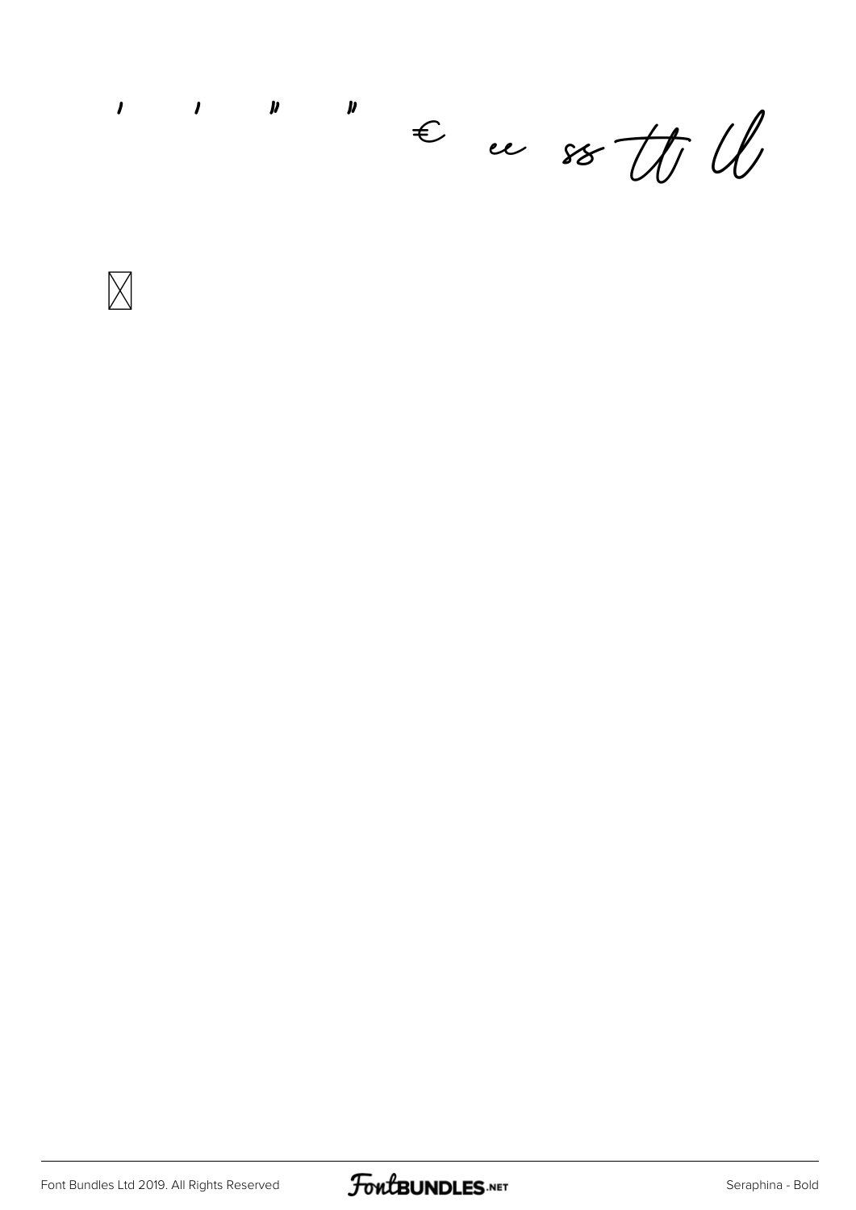' ' " " € ee ss tt ll

☒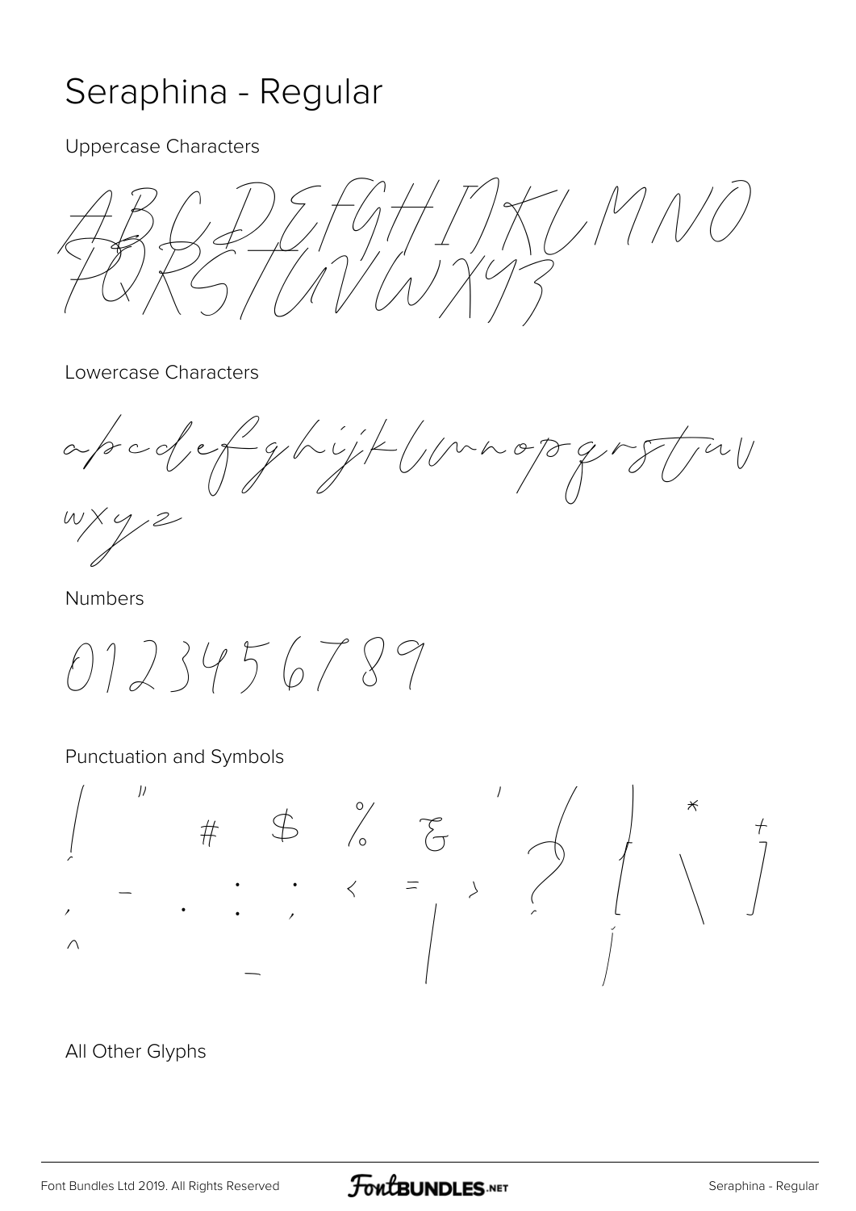# Seraphina - Regular

Uppercase Characters

ABCDEFGHIJKLMNO
PQRSTUVWXYZ

Lowercase Characters

abcdefghijklmnopqrstuv
wxyz

Numbers

0123456789

Punctuation and Symbols

! " # $ % & ' ( ) * +
, - . : ; < = > ? [ \ ]
^ _ | ¦

All Other Glyphs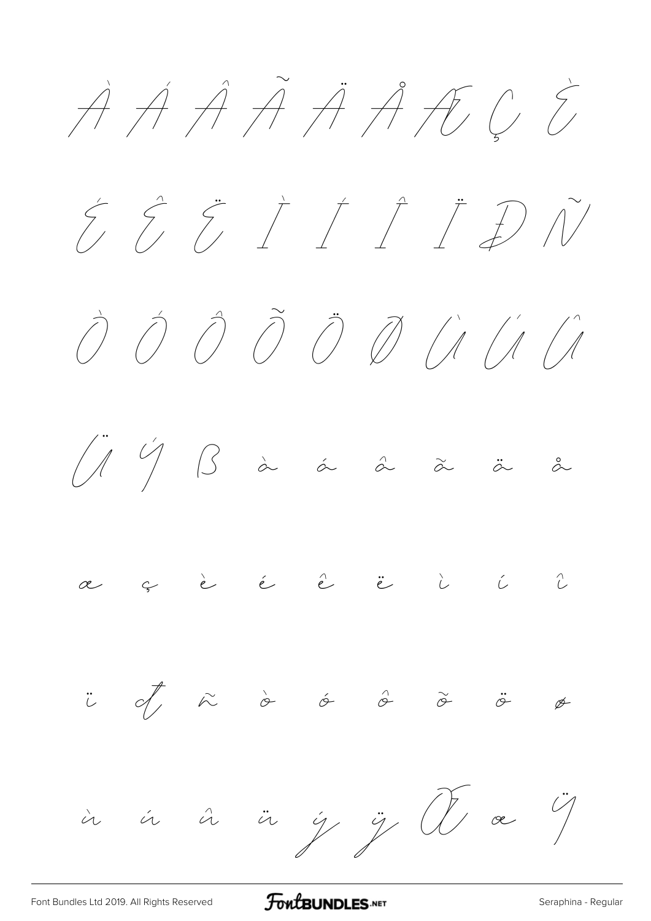À Á Â Ã Ä Å Æ Ç È

É Ê Ë Ì Í Î Ï Ð Ñ

Ò Ó Ô Õ Ö Ø Ù Ú Û

Ü Ý ß à á â ã ä å

æ ç è é ê ë ì í î

ï ð ñ ò ó ô õ ö ø

ù ú û ü ý ÿ Œ œ Ÿ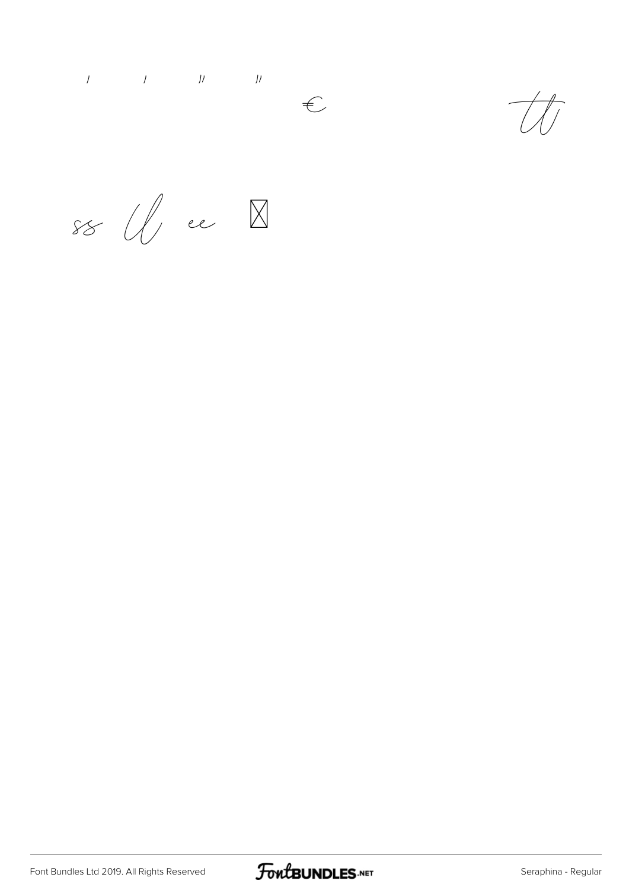' ' " " €

tt

ss ll ee ⊠